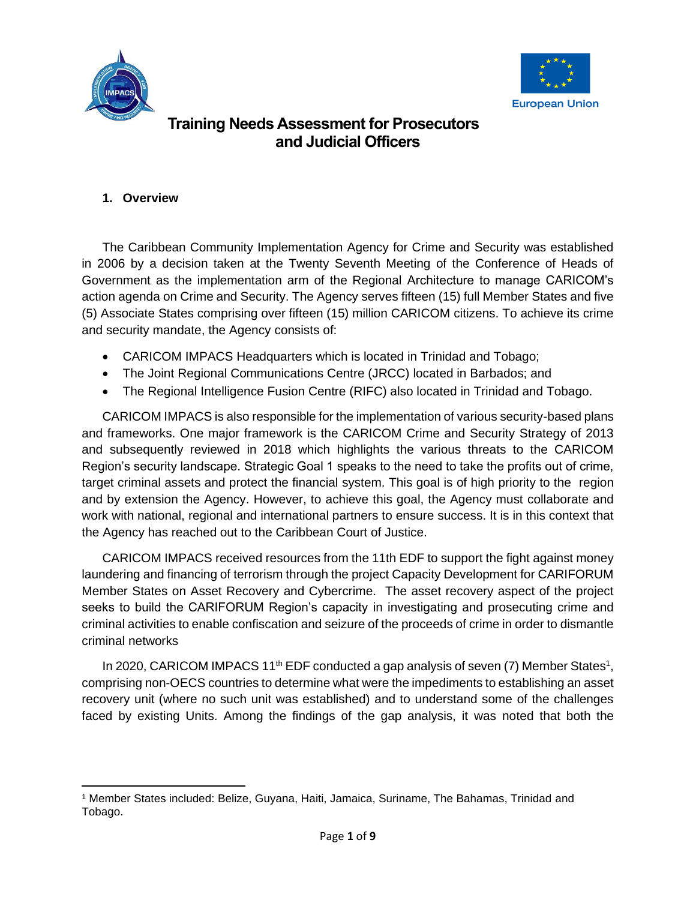# Training Needs Assessment for Prosecutors and Judicial Officers

## 1. Overview

The Caribbean Community Implementation Agency for Crime and Security was established in 2006 by a decision taken at the Twenty Seventh Meeting of the Conference of Heads of Government as the implementation arm of the Regional Architecture to manage CARICOM's action agenda on Crime and Security. The Agency serves fifteen (15) full Member States and five (5) Associate States comprising over fifteen (15) million CARICOM citizens. To achieve its crime and security mandate, the Agency consists of:

- CARICOM IMPACS Headquarters which is located in Trinidad and Tobago;
- The Joint Regional Communications Centre (JRCC) located in Barbados; and
- The Regional Intelligence Fusion Centre (RIFC) also located in Trinidad and Tobago.

CARICOM IMPACS is also responsible for the implementation of various security-based plans and frameworks. One major framework is the CARICOM Crime and Security Strategy of 2013 and subsequently reviewed in 2018 which highlights the various threats to the CARICOM Region's security landscape. Strategic Goal 1 speaks to the need to take the profits out of crime, target criminal assets and protect the financial system. This goal is of high priority to the region and by extension the Agency. However, to achieve this goal, the Agency must collaborate and work with national, regional and international partners to ensure success. It is in this context that the Agency has reached out to the Caribbean Court of Justice.

CARICOM IMPACS received resources from the 11th EDF to support the fight against money laundering and financing of terrorism through the project Capacity Development for CARIFORUM Member States on Asset Recovery and Cybercrime. The asset recovery aspect of the project seeks to build the CARIFORUM Region's capacity in investigating and prosecuting crime and criminal activities to enable confiscation and seizure of the proceeds of crime in order to dismantle criminal networks

In 2020, CARICOM IMPACS 11th EDF conducted a gap analysis of seven (7) Member States[1], comprising non-OECS countries to determine what were the impediments to establishing an asset recovery unit (where no such unit was established) and to understand some of the challenges faced by existing Units. Among the findings of the gap analysis, it was noted that both the

---

[1] Member States included: Belize, Guyana, Haiti, Jamaica, Suriname, The Bahamas, Trinidad and Tobago.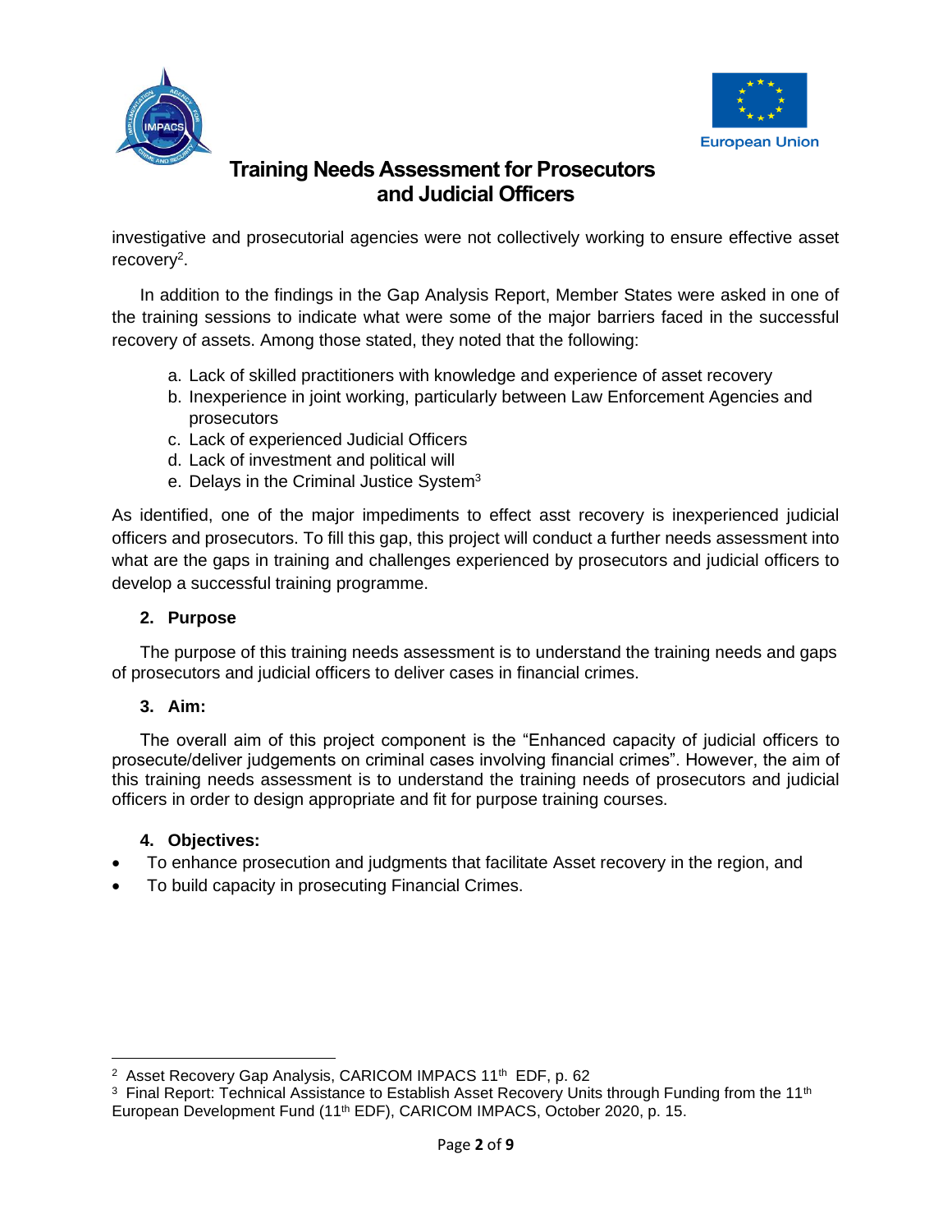investigative and prosecutorial agencies were not collectively working to ensure effective asset recovery[2].

In addition to the findings in the Gap Analysis Report, Member States were asked in one of the training sessions to indicate what were some of the major barriers faced in the successful recovery of assets. Among those stated, they noted that the following:

a. Lack of skilled practitioners with knowledge and experience of asset recovery
b. Inexperience in joint working, particularly between Law Enforcement Agencies and prosecutors
c. Lack of experienced Judicial Officers
d. Lack of investment and political will
e. Delays in the Criminal Justice System[3]

As identified, one of the major impediments to effect asst recovery is inexperienced judicial officers and prosecutors. To fill this gap, this project will conduct a further needs assessment into what are the gaps in training and challenges experienced by prosecutors and judicial officers to develop a successful training programme.

## 2. Purpose

The purpose of this training needs assessment is to understand the training needs and gaps of prosecutors and judicial officers to deliver cases in financial crimes.

## 3. Aim:

The overall aim of this project component is the "Enhanced capacity of judicial officers to prosecute/deliver judgements on criminal cases involving financial crimes". However, the aim of this training needs assessment is to understand the training needs of prosecutors and judicial officers in order to design appropriate and fit for purpose training courses.

## 4. Objectives:

- To enhance prosecution and judgments that facilitate Asset recovery in the region, and
- To build capacity in prosecuting Financial Crimes.

---

[2] Asset Recovery Gap Analysis, CARICOM IMPACS 11th EDF, p. 62

[3] Final Report: Technical Assistance to Establish Asset Recovery Units through Funding from the 11th European Development Fund (11th EDF), CARICOM IMPACS, October 2020, p. 15.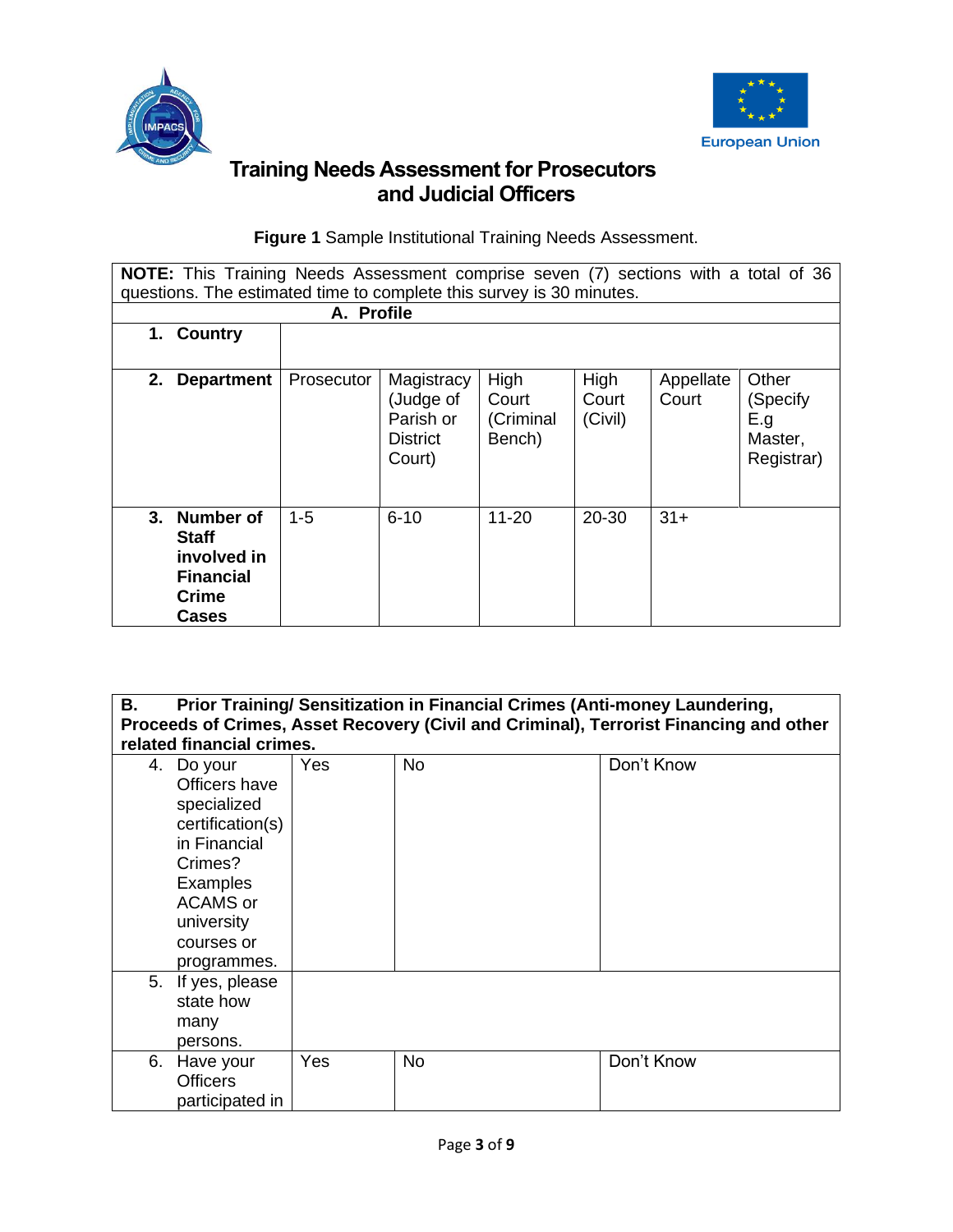# Training Needs Assessment for Prosecutors and Judicial Officers

**Figure 1** Sample Institutional Training Needs Assessment.

**NOTE:** This Training Needs Assessment comprise seven (7) sections with a total of 36 questions. The estimated time to complete this survey is 30 minutes.

| **A. Profile** | | | | | | |
|---|---|---|---|---|---|---|
| **1. Country** | | | | | | |
| **2. Department** | Prosecutor | Magistracy (Judge of Parish or District Court) | High Court (Criminal Bench) | High Court (Civil) | Appellate Court | Other (Specify E.g Master, Registrar) |
| **3. Number of Staff involved in Financial Crime Cases** | 1-5 | 6-10 | 11-20 | 20-30 | 31+ | |

| **B. Prior Training/ Sensitization in Financial Crimes (Anti-money Laundering, Proceeds of Crimes, Asset Recovery (Civil and Criminal), Terrorist Financing and other related financial crimes.** | | | |
|---|---|---|---|
| 4. Do your Officers have specialized certification(s) in Financial Crimes? Examples ACAMS or university courses or programmes. | Yes | No | Don't Know |
| 5. If yes, please state how many persons. | | | |
| 6. Have your Officers participated in | Yes | No | Don't Know |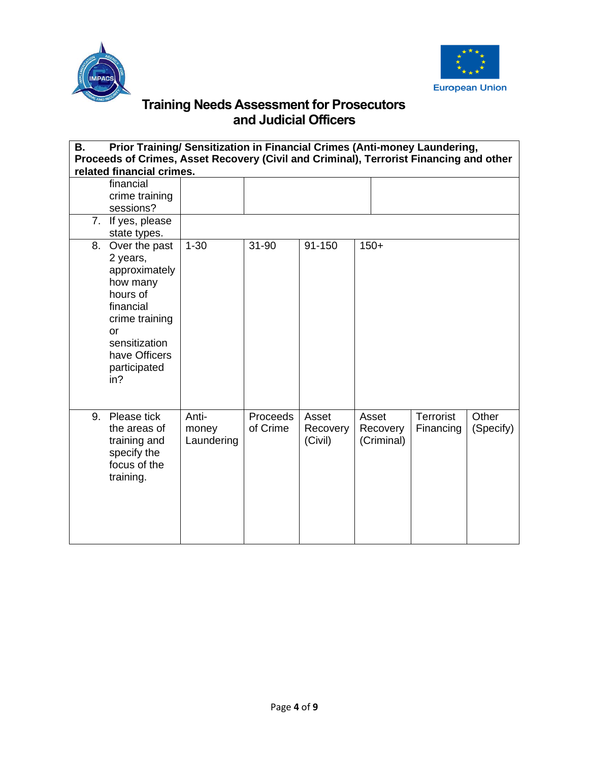# Training Needs Assessment for Prosecutors and Judicial Officers

| **B. Prior Training/ Sensitization in Financial Crimes (Anti-money Laundering, Proceeds of Crimes, Asset Recovery (Civil and Criminal), Terrorist Financing and other related financial crimes.** | | | | | | |
|---|---|---|---|---|---|---|
| financial crime training sessions? | | | | | | |
| 7. If yes, please state types. | | | | | | |
| 8. Over the past 2 years, approximately how many hours of financial crime training or sensitization have Officers participated in? | 1-30 | 31-90 | 91-150 | 150+ | | |
| 9. Please tick the areas of training and specify the focus of the training. | Anti-money Laundering | Proceeds of Crime | Asset Recovery (Civil) | Asset Recovery (Criminal) | Terrorist Financing | Other (Specify) |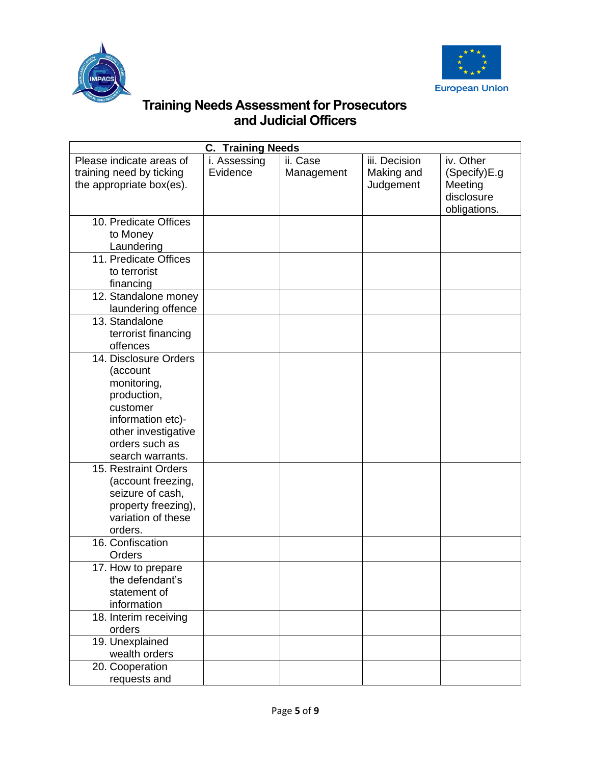# Training Needs Assessment for Prosecutors and Judicial Officers

| C. Training Needs | | | | |
|---|---|---|---|---|
| Please indicate areas of training need by ticking the appropriate box(es). | i. Assessing Evidence | ii. Case Management | iii. Decision Making and Judgement | iv. Other (Specify)E.g Meeting disclosure obligations. |
| 10. Predicate Offices to Money Laundering | | | | |
| 11. Predicate Offices to terrorist financing | | | | |
| 12. Standalone money laundering offence | | | | |
| 13. Standalone terrorist financing offences | | | | |
| 14. Disclosure Orders (account monitoring, production, customer information etc)- other investigative orders such as search warrants. | | | | |
| 15. Restraint Orders (account freezing, seizure of cash, property freezing), variation of these orders. | | | | |
| 16. Confiscation Orders | | | | |
| 17. How to prepare the defendant's statement of information | | | | |
| 18. Interim receiving orders | | | | |
| 19. Unexplained wealth orders | | | | |
| 20. Cooperation requests and | | | | |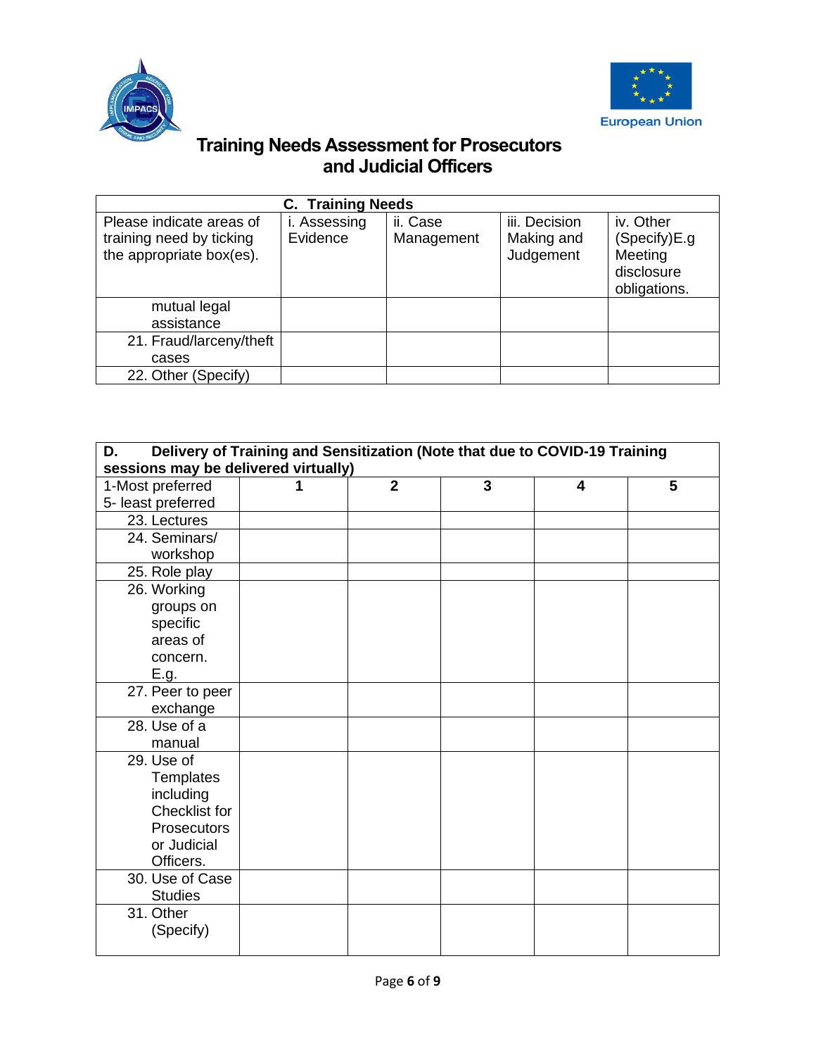# Training Needs Assessment for Prosecutors and Judicial Officers

| C. Training Needs | | | | |
|---|---|---|---|---|
| Please indicate areas of training need by ticking the appropriate box(es). | i. Assessing Evidence | ii. Case Management | iii. Decision Making and Judgement | iv. Other (Specify)E.g Meeting disclosure obligations. |
| mutual legal assistance | | | | |
| 21. Fraud/larceny/theft cases | | | | |
| 22. Other (Specify) | | | | |

| D. Delivery of Training and Sensitization (Note that due to COVID-19 Training sessions may be delivered virtually) | | | | | |
|---|---|---|---|---|---|
| 1-Most preferred 5- least preferred | 1 | 2 | 3 | 4 | 5 |
| 23. Lectures | | | | | |
| 24. Seminars/ workshop | | | | | |
| 25. Role play | | | | | |
| 26. Working groups on specific areas of concern. E.g. | | | | | |
| 27. Peer to peer exchange | | | | | |
| 28. Use of a manual | | | | | |
| 29. Use of Templates including Checklist for Prosecutors or Judicial Officers. | | | | | |
| 30. Use of Case Studies | | | | | |
| 31. Other (Specify) | | | | | |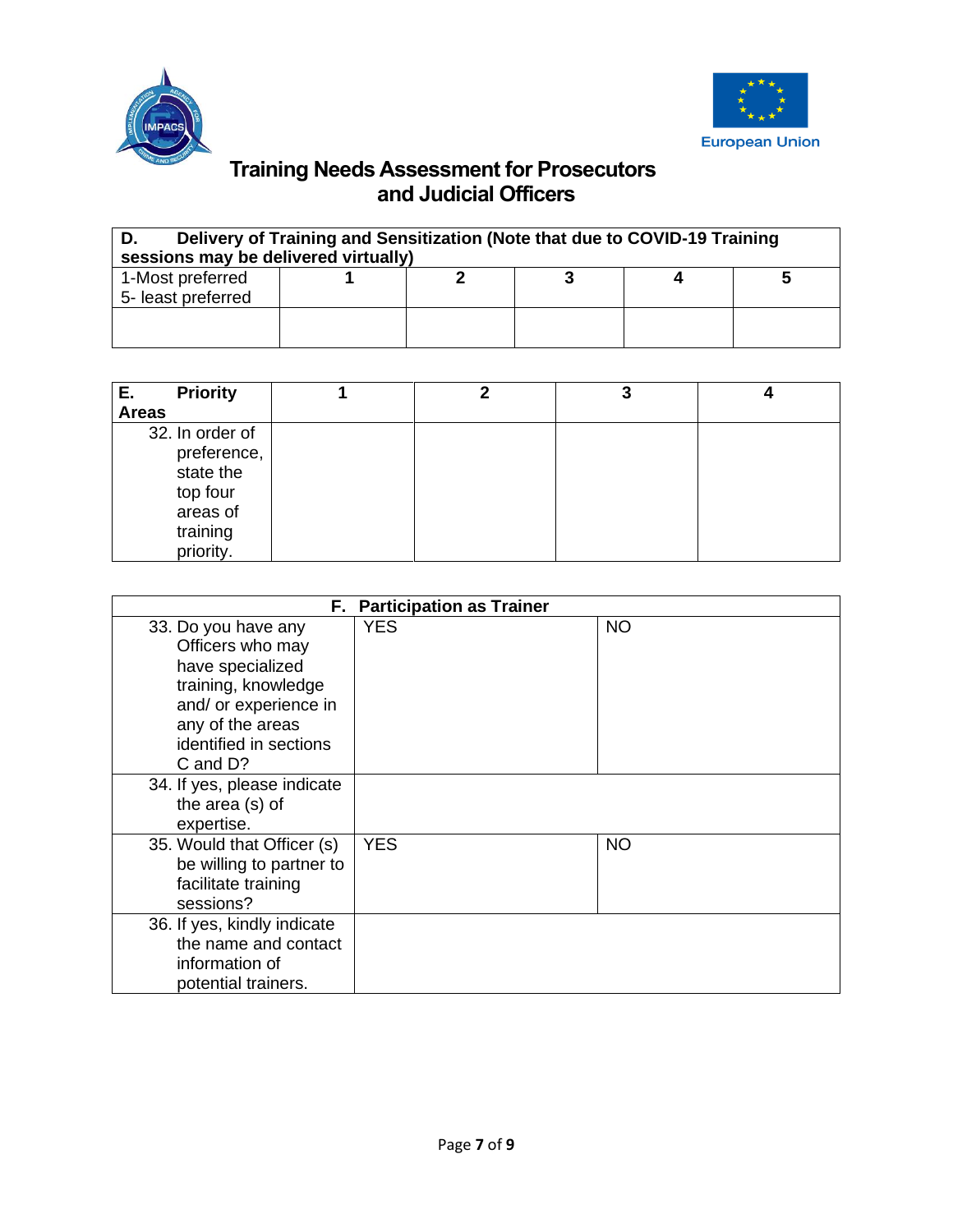# Training Needs Assessment for Prosecutors and Judicial Officers

| D. Delivery of Training and Sensitization (Note that due to COVID-19 Training sessions may be delivered virtually) | | | | | |
|---|---|---|---|---|---|
| 1-Most preferred<br>5- least preferred | **1** | **2** | **3** | **4** | **5** |
| | | | | | |

| **E. Priority Areas** | **1** | **2** | **3** | **4** |
|---|---|---|---|---|
| 32. In order of preference, state the top four areas of training priority. | | | | |

| **F. Participation as Trainer** | | |
|---|---|---|
| 33. Do you have any Officers who may have specialized training, knowledge and/ or experience in any of the areas identified in sections C and D? | YES | NO |
| 34. If yes, please indicate the area (s) of expertise. | | |
| 35. Would that Officer (s) be willing to partner to facilitate training sessions? | YES | NO |
| 36. If yes, kindly indicate the name and contact information of potential trainers. | | |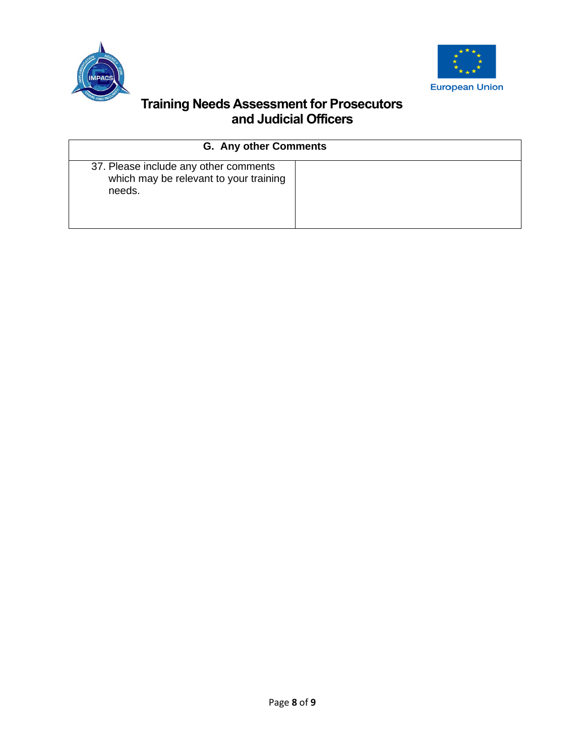# Training Needs Assessment for Prosecutors and Judicial Officers

| G. Any other Comments | |
|---|---|
| 37. Please include any other comments which may be relevant to your training needs. | |